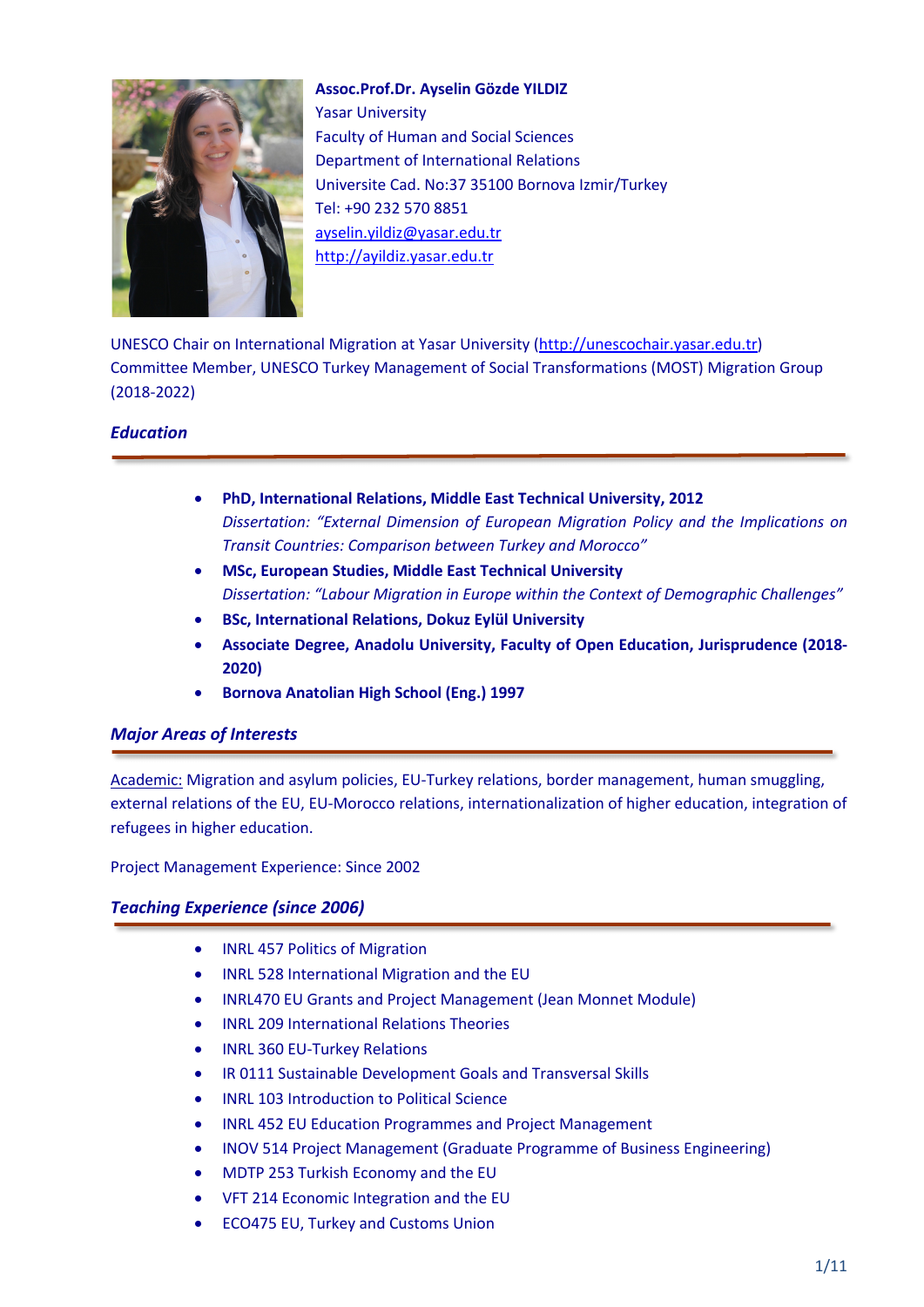**Assoc.Prof.Dr. Ayselin Gözde YILDIZ**
Yasar University
Faculty of Human and Social Sciences
Department of International Relations
Universite Cad. No:37 35100 Bornova Izmir/Turkey
Tel: +90 232 570 8851
[aysel​in.yildiz@yasar.edu.tr](mailto:ayselin.yildiz@yasar.edu.tr)
[http://ayildiz.yasar.edu.tr](http://ayildiz.yasar.edu.tr)

UNESCO Chair on International Migration at Yasar University ([http://unescochair.yasar.edu.tr](http://unescochair.yasar.edu.tr))
Committee Member, UNESCO Turkey Management of Social Transformations (MOST) Migration Group (2018-2022)

## *Education*

- **PhD, International Relations, Middle East Technical University, 2012**
  *Dissertation: "External Dimension of European Migration Policy and the Implications on Transit Countries: Comparison between Turkey and Morocco"*
- **MSc, European Studies, Middle East Technical University**
  *Dissertation: "Labour Migration in Europe within the Context of Demographic Challenges"*
- **BSc, International Relations, Dokuz Eylül University**
- **Associate Degree, Anadolu University, Faculty of Open Education, Jurisprudence (2018-2020)**
- **Bornova Anatolian High School (Eng.) 1997**

## *Major Areas of Interests*

Academic: Migration and asylum policies, EU-Turkey relations, border management, human smuggling, external relations of the EU, EU-Morocco relations, internationalization of higher education, integration of refugees in higher education.

Project Management Experience: Since 2002

## *Teaching Experience (since 2006)*

- INRL 457 Politics of Migration
- INRL 528 International Migration and the EU
- INRL470 EU Grants and Project Management (Jean Monnet Module)
- INRL 209 International Relations Theories
- INRL 360 EU-Turkey Relations
- IR 0111 Sustainable Development Goals and Transversal Skills
- INRL 103 Introduction to Political Science
- INRL 452 EU Education Programmes and Project Management
- INOV 514 Project Management (Graduate Programme of Business Engineering)
- MDTP 253 Turkish Economy and the EU
- VFT 214 Economic Integration and the EU
- ECO475 EU, Turkey and Customs Union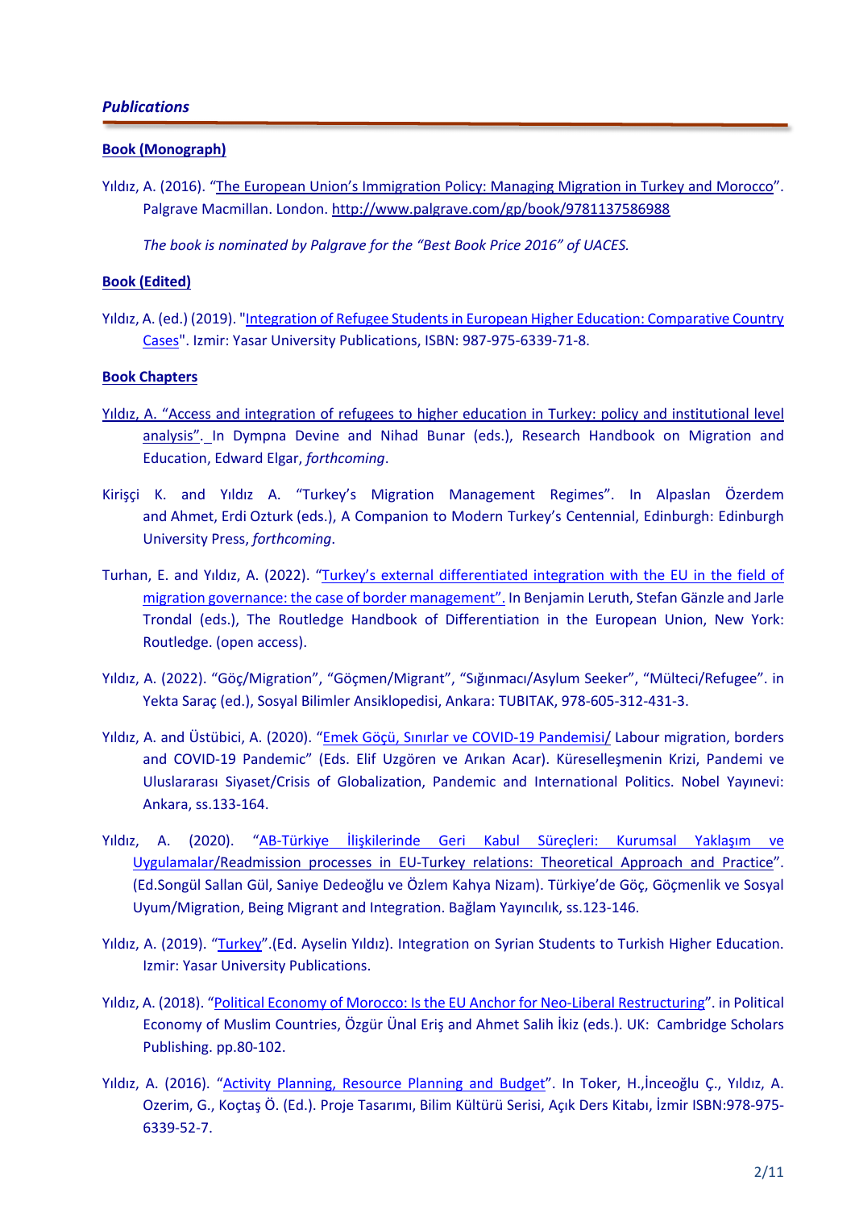***Publications***

**Book (Monograph)**

Yıldız, A. (2016). "The European Union's Immigration Policy: Managing Migration in Turkey and Morocco". Palgrave Macmillan. London. http://www.palgrave.com/gp/book/9781137586988

*The book is nominated by Palgrave for the "Best Book Price 2016" of UACES.*

**Book (Edited)**

Yıldız, A. (ed.) (2019). "Integration of Refugee Students in European Higher Education: Comparative Country Cases". Izmir: Yasar University Publications, ISBN: 987-975-6339-71-8.

**Book Chapters**

Yıldız, A. "Access and integration of refugees to higher education in Turkey: policy and institutional level analysis". In Dympna Devine and Nihad Bunar (eds.), Research Handbook on Migration and Education, Edward Elgar, *forthcoming*.

Kirişçi K. and Yıldız A. "Turkey's Migration Management Regimes". In Alpaslan Özerdem and Ahmet, Erdi Ozturk (eds.), A Companion to Modern Turkey's Centennial, Edinburgh: Edinburgh University Press, *forthcoming*.

Turhan, E. and Yıldız, A. (2022). "Turkey's external differentiated integration with the EU in the field of migration governance: the case of border management". In Benjamin Leruth, Stefan Gänzle and Jarle Trondal (eds.), The Routledge Handbook of Differentiation in the European Union, New York: Routledge. (open access).

Yıldız, A. (2022). "Göç/Migration", "Göçmen/Migrant", "Sığınmacı/Asylum Seeker", "Mülteci/Refugee". in Yekta Saraç (ed.), Sosyal Bilimler Ansiklopedisi, Ankara: TUBITAK, 978-605-312-431-3.

Yıldız, A. and Üstübici, A. (2020). "Emek Göçü, Sınırlar ve COVID-19 Pandemisi/ Labour migration, borders and COVID-19 Pandemic" (Eds. Elif Uzgören ve Arıkan Acar). Küreselleşmenin Krizi, Pandemi ve Uluslararası Siyaset/Crisis of Globalization, Pandemic and International Politics. Nobel Yayınevi: Ankara, ss.133-164.

Yıldız, A. (2020). "AB-Türkiye İlişkilerinde Geri Kabul Süreçleri: Kurumsal Yaklaşım ve Uygulamalar/Readmission processes in EU-Turkey relations: Theoretical Approach and Practice". (Ed.Songül Sallan Gül, Saniye Dedeoğlu ve Özlem Kahya Nizam). Türkiye'de Göç, Göçmenlik ve Sosyal Uyum/Migration, Being Migrant and Integration. Bağlam Yayıncılık, ss.123-146.

Yıldız, A. (2019). "Turkey".(Ed. Ayselin Yıldız). Integration on Syrian Students to Turkish Higher Education. Izmir: Yasar University Publications.

Yıldız, A. (2018). "Political Economy of Morocco: Is the EU Anchor for Neo-Liberal Restructuring". in Political Economy of Muslim Countries, Özgür Ünal Eriş and Ahmet Salih İkiz (eds.). UK: Cambridge Scholars Publishing. pp.80-102.

Yıldız, A. (2016). "Activity Planning, Resource Planning and Budget". In Toker, H.,İnceoğlu Ç., Yıldız, A. Ozerim, G., Koçtaş Ö. (Ed.). Proje Tasarımı, Bilim Kültürü Serisi, Açık Ders Kitabı, İzmir ISBN:978-975-6339-52-7.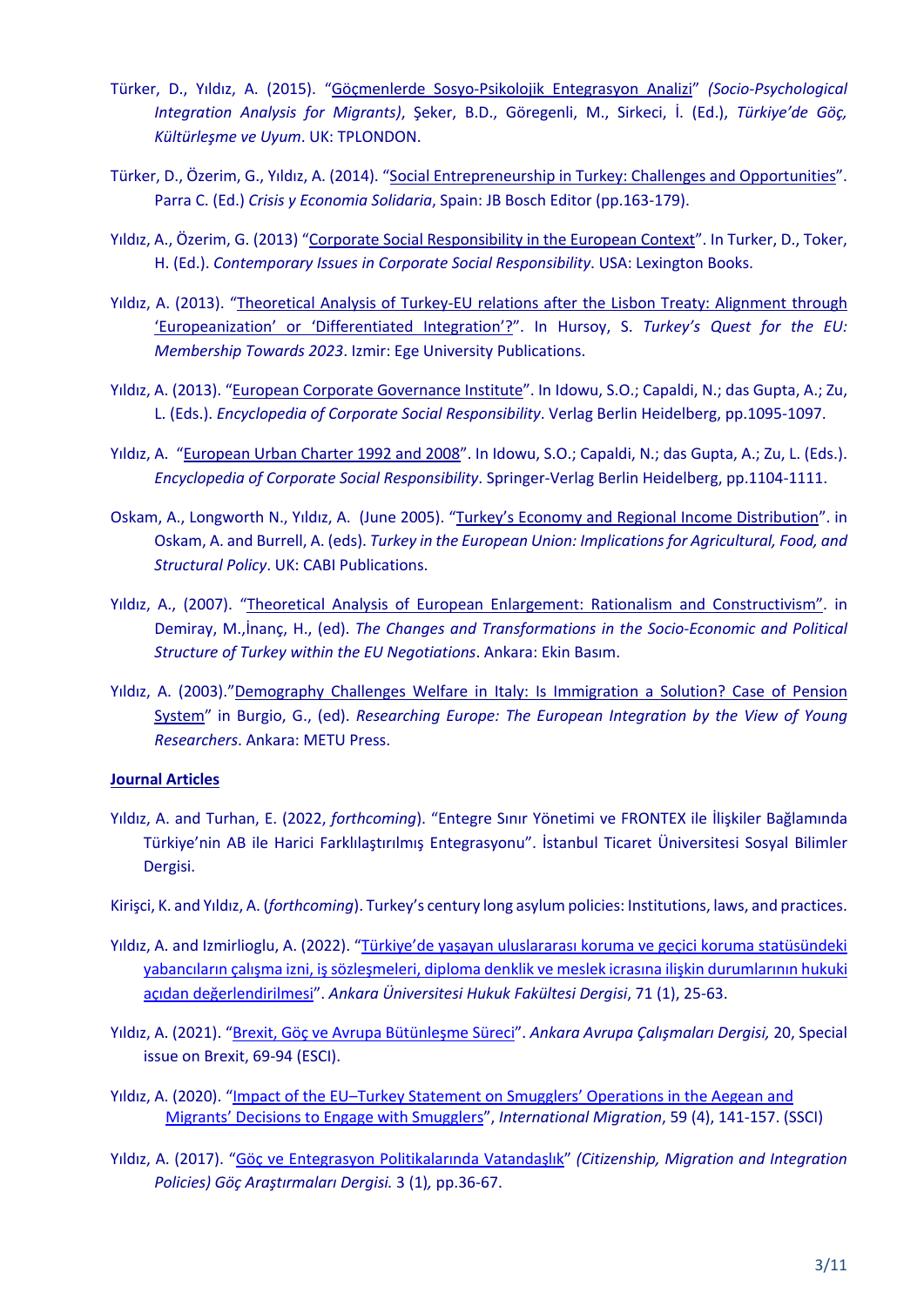Türker, D., Yıldız, A. (2015). "Göçmenlerde Sosyo-Psikolojik Entegrasyon Analizi" *(Socio-Psychological Integration Analysis for Migrants)*, Şeker, B.D., Göregenli, M., Sirkeci, İ. (Ed.), *Türkiye'de Göç, Kültürleşme ve Uyum*. UK: TPLONDON.

Türker, D., Özerim, G., Yıldız, A. (2014). "Social Entrepreneurship in Turkey: Challenges and Opportunities". Parra C. (Ed.) *Crisis y Economia Solidaria*, Spain: JB Bosch Editor (pp.163-179).

Yıldız, A., Özerim, G. (2013) "Corporate Social Responsibility in the European Context". In Turker, D., Toker, H. (Ed.). *Contemporary Issues in Corporate Social Responsibility*. USA: Lexington Books.

Yıldız, A. (2013). "Theoretical Analysis of Turkey-EU relations after the Lisbon Treaty: Alignment through 'Europeanization' or 'Differentiated Integration'?". In Hursoy, S. *Turkey's Quest for the EU: Membership Towards 2023*. Izmir: Ege University Publications.

Yıldız, A. (2013). "European Corporate Governance Institute". In Idowu, S.O.; Capaldi, N.; das Gupta, A.; Zu, L. (Eds.). *Encyclopedia of Corporate Social Responsibility*. Verlag Berlin Heidelberg, pp.1095-1097.

Yıldız, A. "European Urban Charter 1992 and 2008". In Idowu, S.O.; Capaldi, N.; das Gupta, A.; Zu, L. (Eds.). *Encyclopedia of Corporate Social Responsibility*. Springer-Verlag Berlin Heidelberg, pp.1104-1111.

Oskam, A., Longworth N., Yıldız, A. (June 2005). "Turkey's Economy and Regional Income Distribution". in Oskam, A. and Burrell, A. (eds). *Turkey in the European Union: Implications for Agricultural, Food, and Structural Policy*. UK: CABI Publications.

Yıldız, A., (2007). "Theoretical Analysis of European Enlargement: Rationalism and Constructivism". in Demiray, M.,İnanç, H., (ed). *The Changes and Transformations in the Socio-Economic and Political Structure of Turkey within the EU Negotiations*. Ankara: Ekin Basım.

Yıldız, A. (2003)."Demography Challenges Welfare in Italy: Is Immigration a Solution? Case of Pension System" in Burgio, G., (ed). *Researching Europe: The European Integration by the View of Young Researchers*. Ankara: METU Press.

**Journal Articles**

Yıldız, A. and Turhan, E. (2022, *forthcoming*). "Entegre Sınır Yönetimi ve FRONTEX ile İlişkiler Bağlamında Türkiye'nin AB ile Harici Farklılaştırılmış Entegrasyonu". İstanbul Ticaret Üniversitesi Sosyal Bilimler Dergisi.

Kirişci, K. and Yıldız, A. (*forthcoming*). Turkey's century long asylum policies: Institutions, laws, and practices.

Yıldız, A. and Izmirlioglu, A. (2022). "Türkiye'de yaşayan uluslararası koruma ve geçici koruma statüsündeki yabancıların çalışma izni, iş sözleşmeleri, diploma denklik ve meslek icrasına ilişkin durumlarının hukuki açıdan değerlendirilmesi". *Ankara Üniversitesi Hukuk Fakültesi Dergisi*, 71 (1), 25-63.

Yıldız, A. (2021). "Brexit, Göç ve Avrupa Bütünleşme Süreci". *Ankara Avrupa Çalışmaları Dergisi,* 20, Special issue on Brexit, 69-94 (ESCI).

Yıldız, A. (2020). "Impact of the EU–Turkey Statement on Smugglers' Operations in the Aegean and Migrants' Decisions to Engage with Smugglers", *International Migration*, 59 (4), 141-157. (SSCI)

Yıldız, A. (2017). "Göç ve Entegrasyon Politikalarında Vatandaşlık" *(Citizenship, Migration and Integration Policies) Göç Araştırmaları Dergisi.* 3 (1)*,* pp.36-67.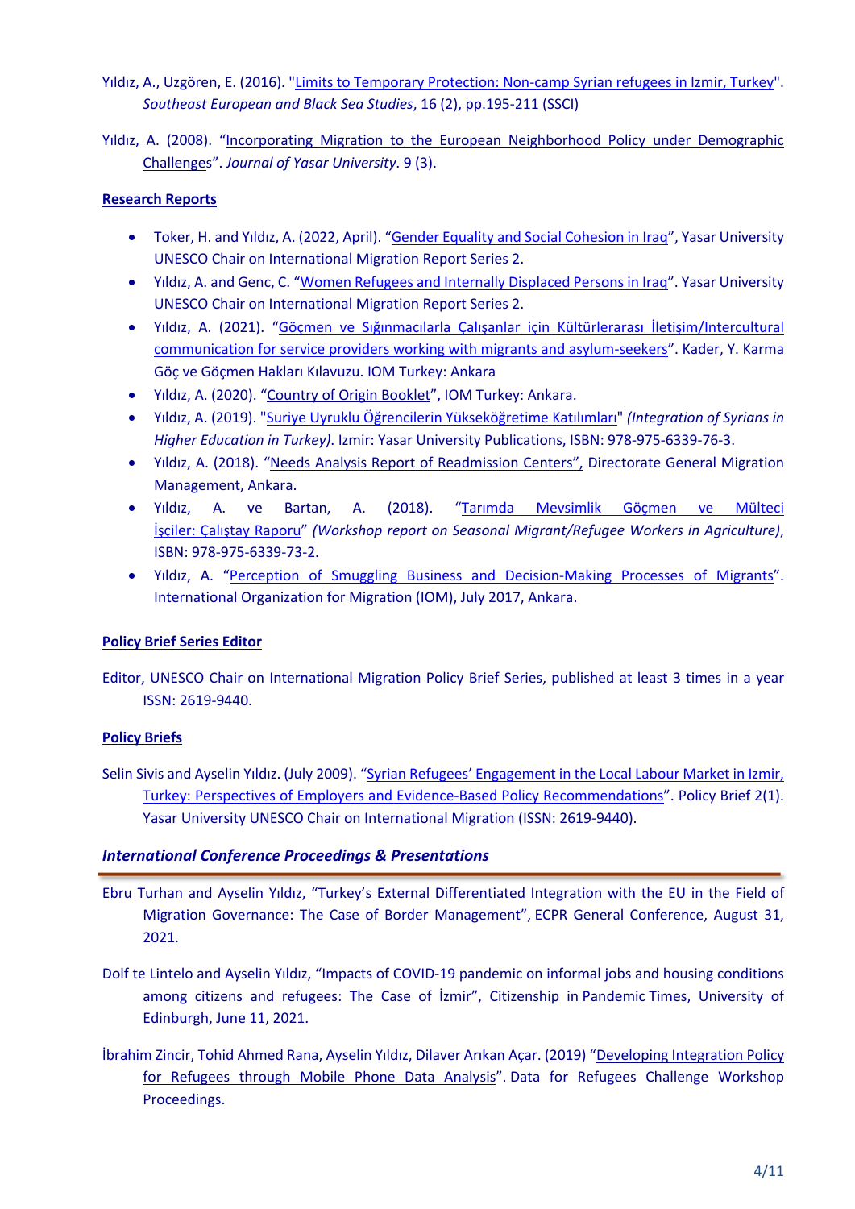Yıldız, A., Uzgören, E. (2016). "Limits to Temporary Protection: Non-camp Syrian refugees in Izmir, Turkey". *Southeast European and Black Sea Studies*, 16 (2), pp.195-211 (SSCI)

Yıldız, A. (2008). "Incorporating Migration to the European Neighborhood Policy under Demographic Challenges". *Journal of Yasar University*. 9 (3).

**Research Reports**

- Toker, H. and Yıldız, A. (2022, April). "Gender Equality and Social Cohesion in Iraq", Yasar University UNESCO Chair on International Migration Report Series 2.
- Yıldız, A. and Genc, C. "Women Refugees and Internally Displaced Persons in Iraq". Yasar University UNESCO Chair on International Migration Report Series 2.
- Yıldız, A. (2021). "Göçmen ve Sığınmacılarla Çalışanlar için Kültürlerarası İletişim/Intercultural communication for service providers working with migrants and asylum-seekers". Kader, Y. Karma Göç ve Göçmen Hakları Kılavuzu. IOM Turkey: Ankara
- Yıldız, A. (2020). "Country of Origin Booklet", IOM Turkey: Ankara.
- Yıldız, A. (2019). "Suriye Uyruklu Öğrencilerin Yükseköğretime Katılımları" *(Integration of Syrians in Higher Education in Turkey)*. Izmir: Yasar University Publications, ISBN: 978-975-6339-76-3.
- Yıldız, A. (2018). "Needs Analysis Report of Readmission Centers", Directorate General Migration Management, Ankara.
- Yıldız, A. ve Bartan, A. (2018). "Tarımda Mevsimlik Göçmen ve Mülteci İşçiler: Çalıştay Raporu" *(Workshop report on Seasonal Migrant/Refugee Workers in Agriculture)*, ISBN: 978-975-6339-73-2.
- Yıldız, A. "Perception of Smuggling Business and Decision-Making Processes of Migrants". International Organization for Migration (IOM), July 2017, Ankara.

**Policy Brief Series Editor**

Editor, UNESCO Chair on International Migration Policy Brief Series, published at least 3 times in a year ISSN: 2619-9440.

**Policy Briefs**

Selin Sivis and Ayselin Yıldız. (July 2009). "Syrian Refugees' Engagement in the Local Labour Market in Izmir, Turkey: Perspectives of Employers and Evidence-Based Policy Recommendations". Policy Brief 2(1). Yasar University UNESCO Chair on International Migration (ISSN: 2619-9440).

## *International Conference Proceedings & Presentations*

Ebru Turhan and Ayselin Yıldız, "Turkey's External Differentiated Integration with the EU in the Field of Migration Governance: The Case of Border Management", ECPR General Conference, August 31, 2021.

Dolf te Lintelo and Ayselin Yıldız, "Impacts of COVID-19 pandemic on informal jobs and housing conditions among citizens and refugees: The Case of İzmir", Citizenship in Pandemic Times, University of Edinburgh, June 11, 2021.

İbrahim Zincir, Tohid Ahmed Rana, Ayselin Yıldız, Dilaver Arıkan Açar. (2019) "Developing Integration Policy for Refugees through Mobile Phone Data Analysis". Data for Refugees Challenge Workshop Proceedings.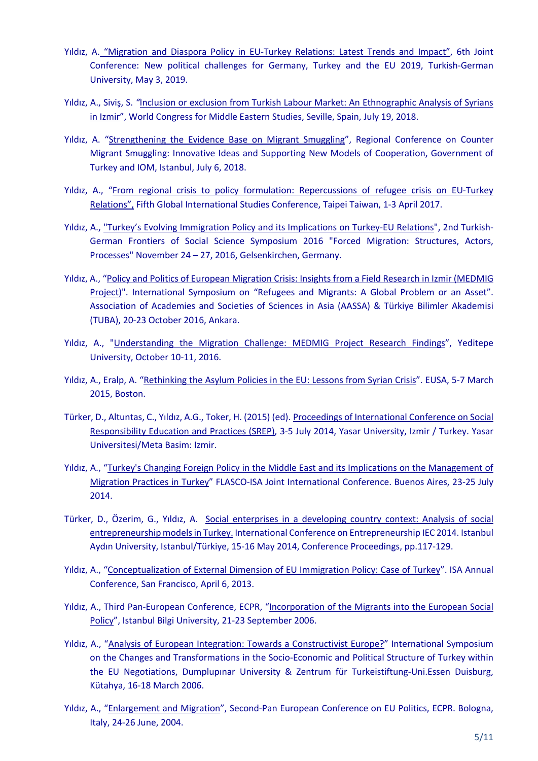- Yıldız, A. "Migration and Diaspora Policy in EU-Turkey Relations: Latest Trends and Impact", 6th Joint Conference: New political challenges for Germany, Turkey and the EU 2019, Turkish-German University, May 3, 2019.

- Yıldız, A., Siviş, S. "Inclusion or exclusion from Turkish Labour Market: An Ethnographic Analysis of Syrians in Izmir", World Congress for Middle Eastern Studies, Seville, Spain, July 19, 2018.

- Yıldız, A. "Strengthening the Evidence Base on Migrant Smuggling", Regional Conference on Counter Migrant Smuggling: Innovative Ideas and Supporting New Models of Cooperation, Government of Turkey and IOM, Istanbul, July 6, 2018.

- Yıldız, A., "From regional crisis to policy formulation: Repercussions of refugee crisis on EU-Turkey Relations", Fifth Global International Studies Conference, Taipei Taiwan, 1-3 April 2017.

- Yıldız, A., "Turkey's Evolving Immigration Policy and its Implications on Turkey-EU Relations", 2nd Turkish-German Frontiers of Social Science Symposium 2016 "Forced Migration: Structures, Actors, Processes" November 24 – 27, 2016, Gelsenkirchen, Germany.

- Yıldız, A., "Policy and Politics of European Migration Crisis: Insights from a Field Research in Izmir (MEDMIG Project)". International Symposium on "Refugees and Migrants: A Global Problem or an Asset". Association of Academies and Societies of Sciences in Asia (AASSA) & Türkiye Bilimler Akademisi (TUBA), 20-23 October 2016, Ankara.

- Yıldız, A., "Understanding the Migration Challenge: MEDMIG Project Research Findings", Yeditepe University, October 10-11, 2016.

- Yıldız, A., Eralp, A. "Rethinking the Asylum Policies in the EU: Lessons from Syrian Crisis". EUSA, 5-7 March 2015, Boston.

- Türker, D., Altuntas, C., Yıldız, A.G., Toker, H. (2015) (ed). Proceedings of International Conference on Social Responsibility Education and Practices (SREP), 3-5 July 2014, Yasar University, Izmir / Turkey. Yasar Universitesi/Meta Basim: Izmir.

- Yıldız, A., "Turkey's Changing Foreign Policy in the Middle East and its Implications on the Management of Migration Practices in Turkey" FLASCO-ISA Joint International Conference. Buenos Aires, 23-25 July 2014.

- Türker, D., Özerim, G., Yıldız, A. Social enterprises in a developing country context: Analysis of social entrepreneurship models in Turkey. International Conference on Entrepreneurship IEC 2014. Istanbul Aydın University, Istanbul/Türkiye, 15-16 May 2014, Conference Proceedings, pp.117-129.

- Yıldız, A., "Conceptualization of External Dimension of EU Immigration Policy: Case of Turkey". ISA Annual Conference, San Francisco, April 6, 2013.

- Yıldız, A., Third Pan-European Conference, ECPR, "Incorporation of the Migrants into the European Social Policy", Istanbul Bilgi University, 21-23 September 2006.

- Yıldız, A., "Analysis of European Integration: Towards a Constructivist Europe?" International Symposium on the Changes and Transformations in the Socio-Economic and Political Structure of Turkey within the EU Negotiations, Dumplupınar University & Zentrum für Turkeistiftung-Uni.Essen Duisburg, Kütahya, 16-18 March 2006.

- Yıldız, A., "Enlargement and Migration", Second-Pan European Conference on EU Politics, ECPR. Bologna, Italy, 24-26 June, 2004.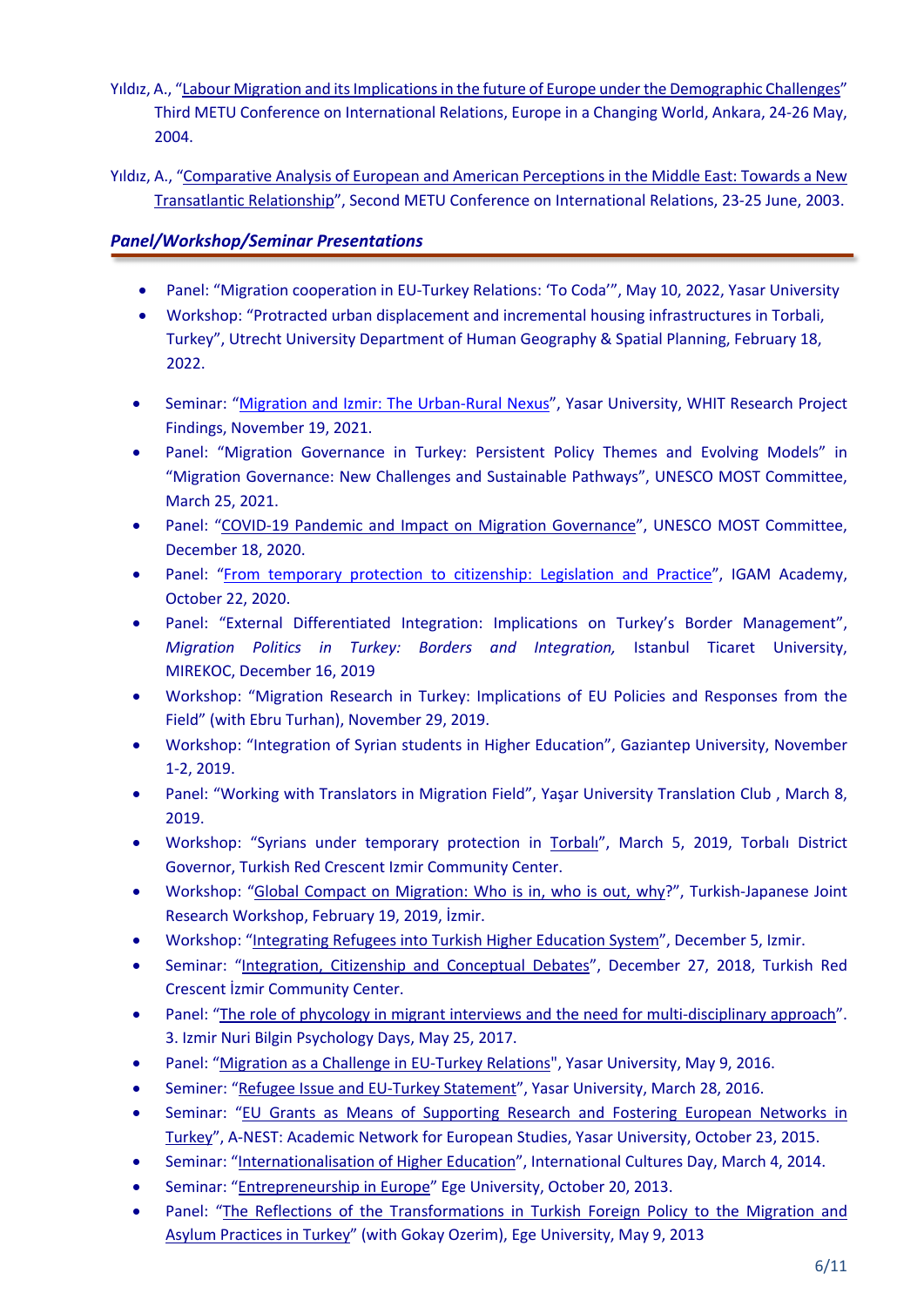Yıldız, A., "Labour Migration and its Implications in the future of Europe under the Demographic Challenges" Third METU Conference on International Relations, Europe in a Changing World, Ankara, 24-26 May, 2004.

Yıldız, A., "Comparative Analysis of European and American Perceptions in the Middle East: Towards a New Transatlantic Relationship", Second METU Conference on International Relations, 23-25 June, 2003.

### *Panel/Workshop/Seminar Presentations*

- Panel: "Migration cooperation in EU-Turkey Relations: 'To Coda'", May 10, 2022, Yasar University
- Workshop: "Protracted urban displacement and incremental housing infrastructures in Torbali, Turkey", Utrecht University Department of Human Geography & Spatial Planning, February 18, 2022.
- Seminar: "Migration and Izmir: The Urban-Rural Nexus", Yasar University, WHIT Research Project Findings, November 19, 2021.
- Panel: "Migration Governance in Turkey: Persistent Policy Themes and Evolving Models" in "Migration Governance: New Challenges and Sustainable Pathways", UNESCO MOST Committee, March 25, 2021.
- Panel: "COVID-19 Pandemic and Impact on Migration Governance", UNESCO MOST Committee, December 18, 2020.
- Panel: "From temporary protection to citizenship: Legislation and Practice", IGAM Academy, October 22, 2020.
- Panel: "External Differentiated Integration: Implications on Turkey's Border Management", *Migration Politics in Turkey: Borders and Integration,* Istanbul Ticaret University, MIREKOC, December 16, 2019
- Workshop: "Migration Research in Turkey: Implications of EU Policies and Responses from the Field" (with Ebru Turhan), November 29, 2019.
- Workshop: "Integration of Syrian students in Higher Education", Gaziantep University, November 1-2, 2019.
- Panel: "Working with Translators in Migration Field", Yaşar University Translation Club , March 8, 2019.
- Workshop: "Syrians under temporary protection in Torbalı", March 5, 2019, Torbalı District Governor, Turkish Red Crescent Izmir Community Center.
- Workshop: "Global Compact on Migration: Who is in, who is out, why?", Turkish-Japanese Joint Research Workshop, February 19, 2019, İzmir.
- Workshop: "Integrating Refugees into Turkish Higher Education System", December 5, Izmir.
- Seminar: "Integration, Citizenship and Conceptual Debates", December 27, 2018, Turkish Red Crescent İzmir Community Center.
- Panel: "The role of phycology in migrant interviews and the need for multi-disciplinary approach". 3. Izmir Nuri Bilgin Psychology Days, May 25, 2017.
- Panel: "Migration as a Challenge in EU-Turkey Relations", Yasar University, May 9, 2016.
- Seminer: "Refugee Issue and EU-Turkey Statement", Yasar University, March 28, 2016.
- Seminar: "EU Grants as Means of Supporting Research and Fostering European Networks in Turkey", A-NEST: Academic Network for European Studies, Yasar University, October 23, 2015.
- Seminar: "Internationalisation of Higher Education", International Cultures Day, March 4, 2014.
- Seminar: "Entrepreneurship in Europe" Ege University, October 20, 2013.
- Panel: "The Reflections of the Transformations in Turkish Foreign Policy to the Migration and Asylum Practices in Turkey" (with Gokay Ozerim), Ege University, May 9, 2013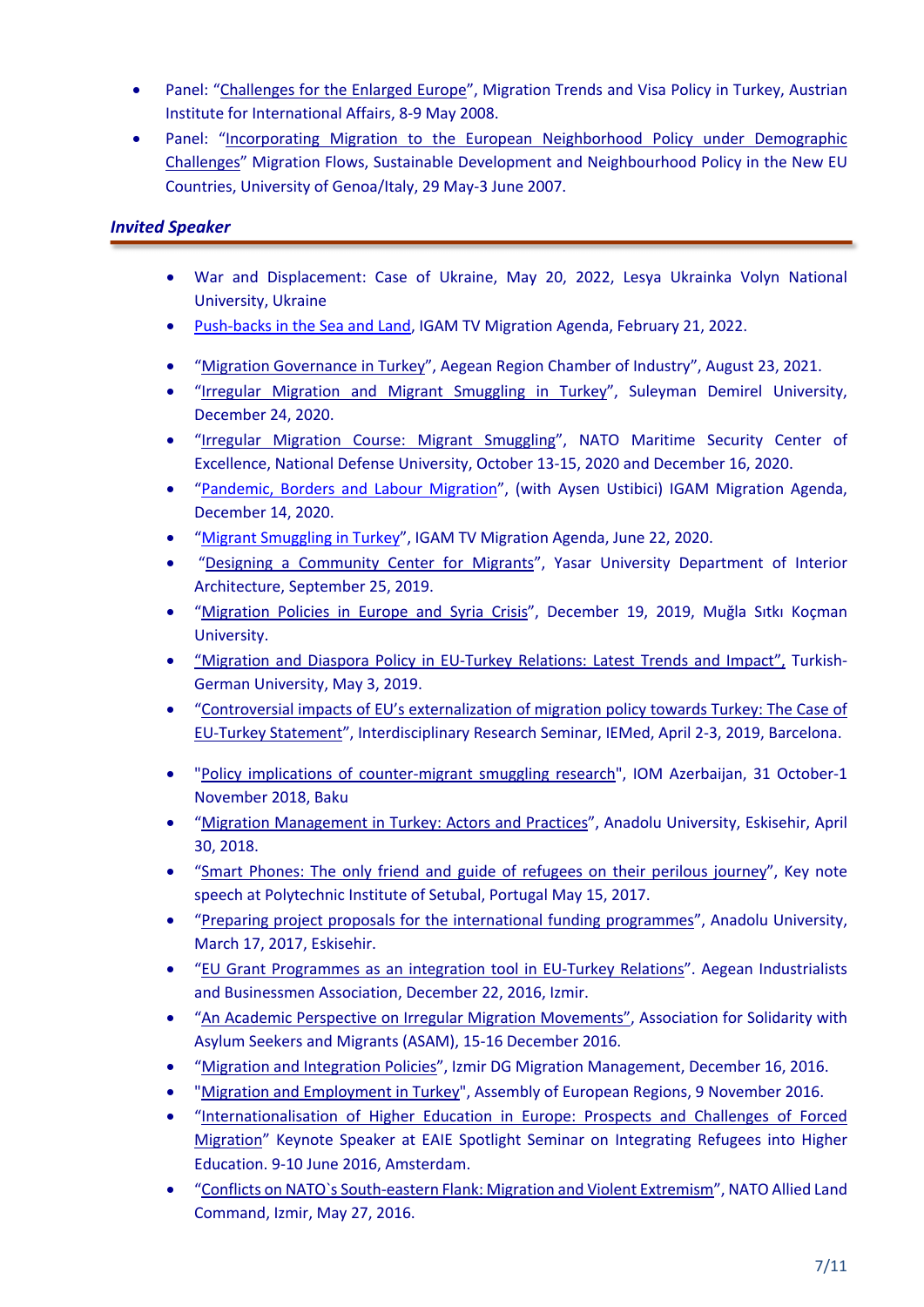- Panel: "Challenges for the Enlarged Europe", Migration Trends and Visa Policy in Turkey, Austrian Institute for International Affairs, 8-9 May 2008.
- Panel: "Incorporating Migration to the European Neighborhood Policy under Demographic Challenges" Migration Flows, Sustainable Development and Neighbourhood Policy in the New EU Countries, University of Genoa/Italy, 29 May-3 June 2007.

### *Invited Speaker*

- War and Displacement: Case of Ukraine, May 20, 2022, Lesya Ukrainka Volyn National University, Ukraine
- Push-backs in the Sea and Land, IGAM TV Migration Agenda, February 21, 2022.
- "Migration Governance in Turkey", Aegean Region Chamber of Industry", August 23, 2021.
- "Irregular Migration and Migrant Smuggling in Turkey", Suleyman Demirel University, December 24, 2020.
- "Irregular Migration Course: Migrant Smuggling", NATO Maritime Security Center of Excellence, National Defense University, October 13-15, 2020 and December 16, 2020.
- "Pandemic, Borders and Labour Migration", (with Aysen Ustibici) IGAM Migration Agenda, December 14, 2020.
- "Migrant Smuggling in Turkey", IGAM TV Migration Agenda, June 22, 2020.
- "Designing a Community Center for Migrants", Yasar University Department of Interior Architecture, September 25, 2019.
- "Migration Policies in Europe and Syria Crisis", December 19, 2019, Muğla Sıtkı Koçman University.
- "Migration and Diaspora Policy in EU-Turkey Relations: Latest Trends and Impact", Turkish-German University, May 3, 2019.
- "Controversial impacts of EU's externalization of migration policy towards Turkey: The Case of EU-Turkey Statement", Interdisciplinary Research Seminar, IEMed, April 2-3, 2019, Barcelona.
- "Policy implications of counter-migrant smuggling research", IOM Azerbaijan, 31 October-1 November 2018, Baku
- "Migration Management in Turkey: Actors and Practices", Anadolu University, Eskisehir, April 30, 2018.
- "Smart Phones: The only friend and guide of refugees on their perilous journey", Key note speech at Polytechnic Institute of Setubal, Portugal May 15, 2017.
- "Preparing project proposals for the international funding programmes", Anadolu University, March 17, 2017, Eskisehir.
- "EU Grant Programmes as an integration tool in EU-Turkey Relations". Aegean Industrialists and Businessmen Association, December 22, 2016, Izmir.
- "An Academic Perspective on Irregular Migration Movements", Association for Solidarity with Asylum Seekers and Migrants (ASAM), 15-16 December 2016.
- "Migration and Integration Policies", Izmir DG Migration Management, December 16, 2016.
- "Migration and Employment in Turkey", Assembly of European Regions, 9 November 2016.
- "Internationalisation of Higher Education in Europe: Prospects and Challenges of Forced Migration" Keynote Speaker at EAIE Spotlight Seminar on Integrating Refugees into Higher Education. 9-10 June 2016, Amsterdam.
- "Conflicts on NATO`s South-eastern Flank: Migration and Violent Extremism", NATO Allied Land Command, Izmir, May 27, 2016.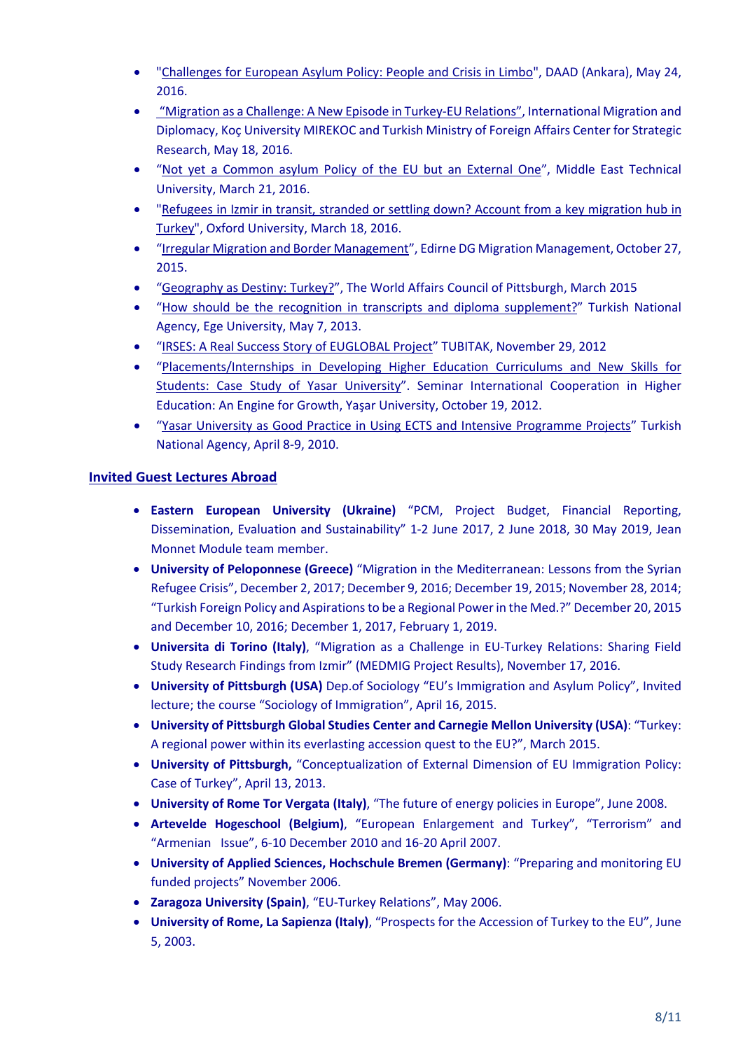- "Challenges for European Asylum Policy: People and Crisis in Limbo", DAAD (Ankara), May 24, 2016.
- "Migration as a Challenge: A New Episode in Turkey-EU Relations", International Migration and Diplomacy, Koç University MIREKOC and Turkish Ministry of Foreign Affairs Center for Strategic Research, May 18, 2016.
- "Not yet a Common asylum Policy of the EU but an External One", Middle East Technical University, March 21, 2016.
- "Refugees in Izmir in transit, stranded or settling down? Account from a key migration hub in Turkey", Oxford University, March 18, 2016.
- "Irregular Migration and Border Management", Edirne DG Migration Management, October 27, 2015.
- "Geography as Destiny: Turkey?", The World Affairs Council of Pittsburgh, March 2015
- "How should be the recognition in transcripts and diploma supplement?" Turkish National Agency, Ege University, May 7, 2013.
- "IRSES: A Real Success Story of EUGLOBAL Project" TUBITAK, November 29, 2012
- "Placements/Internships in Developing Higher Education Curriculums and New Skills for Students: Case Study of Yasar University". Seminar International Cooperation in Higher Education: An Engine for Growth, Yaşar University, October 19, 2012.
- "Yasar University as Good Practice in Using ECTS and Intensive Programme Projects" Turkish National Agency, April 8-9, 2010.

## Invited Guest Lectures Abroad

- **Eastern European University (Ukraine)** "PCM, Project Budget, Financial Reporting, Dissemination, Evaluation and Sustainability" 1-2 June 2017, 2 June 2018, 30 May 2019, Jean Monnet Module team member.
- **University of Peloponnese (Greece)** "Migration in the Mediterranean: Lessons from the Syrian Refugee Crisis", December 2, 2017; December 9, 2016; December 19, 2015; November 28, 2014; "Turkish Foreign Policy and Aspirations to be a Regional Power in the Med.?" December 20, 2015 and December 10, 2016; December 1, 2017, February 1, 2019.
- **Universita di Torino (Italy)**, "Migration as a Challenge in EU-Turkey Relations: Sharing Field Study Research Findings from Izmir" (MEDMIG Project Results), November 17, 2016.
- **University of Pittsburgh (USA)** Dep.of Sociology "EU's Immigration and Asylum Policy", Invited lecture; the course "Sociology of Immigration", April 16, 2015.
- **University of Pittsburgh Global Studies Center and Carnegie Mellon University (USA)**: "Turkey: A regional power within its everlasting accession quest to the EU?", March 2015.
- **University of Pittsburgh,** "Conceptualization of External Dimension of EU Immigration Policy: Case of Turkey", April 13, 2013.
- **University of Rome Tor Vergata (Italy)**, "The future of energy policies in Europe", June 2008.
- **Artevelde Hogeschool (Belgium)**, "European Enlargement and Turkey", "Terrorism" and "Armenian Issue", 6-10 December 2010 and 16-20 April 2007.
- **University of Applied Sciences, Hochschule Bremen (Germany)**: "Preparing and monitoring EU funded projects" November 2006.
- **Zaragoza University (Spain)**, "EU-Turkey Relations", May 2006.
- **University of Rome, La Sapienza (Italy)**, "Prospects for the Accession of Turkey to the EU", June 5, 2003.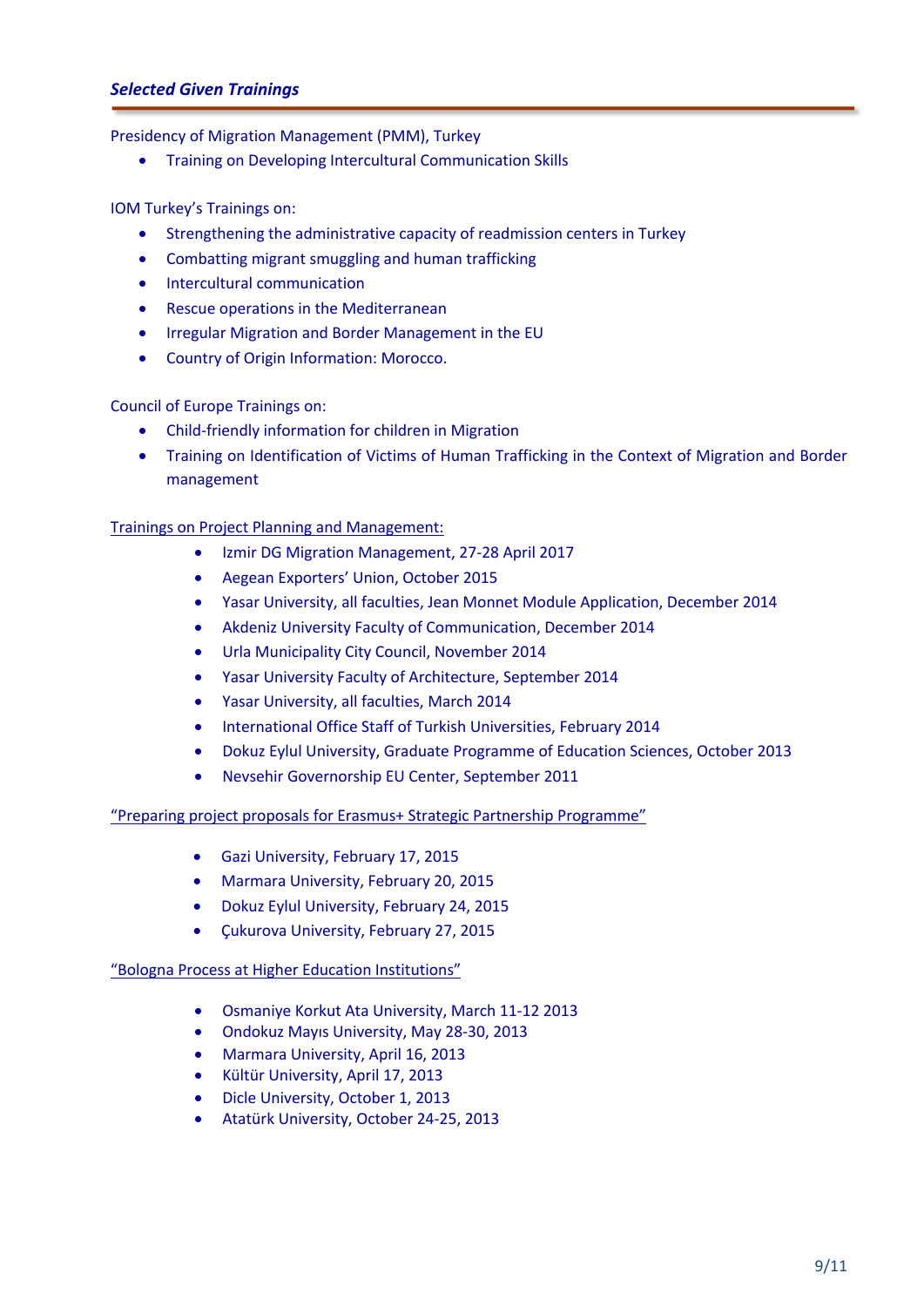## *Selected Given Trainings*

Presidency of Migration Management (PMM), Turkey

- Training on Developing Intercultural Communication Skills

IOM Turkey's Trainings on:

- Strengthening the administrative capacity of readmission centers in Turkey
- Combatting migrant smuggling and human trafficking
- Intercultural communication
- Rescue operations in the Mediterranean
- Irregular Migration and Border Management in the EU
- Country of Origin Information: Morocco.

Council of Europe Trainings on:

- Child-friendly information for children in Migration
- Training on Identification of Victims of Human Trafficking in the Context of Migration and Border management

Trainings on Project Planning and Management:

- Izmir DG Migration Management, 27-28 April 2017
- Aegean Exporters' Union, October 2015
- Yasar University, all faculties, Jean Monnet Module Application, December 2014
- Akdeniz University Faculty of Communication, December 2014
- Urla Municipality City Council, November 2014
- Yasar University Faculty of Architecture, September 2014
- Yasar University, all faculties, March 2014
- International Office Staff of Turkish Universities, February 2014
- Dokuz Eylul University, Graduate Programme of Education Sciences, October 2013
- Nevsehir Governorship EU Center, September 2011

"Preparing project proposals for Erasmus+ Strategic Partnership Programme"

- Gazi University, February 17, 2015
- Marmara University, February 20, 2015
- Dokuz Eylul University, February 24, 2015
- Çukurova University, February 27, 2015

"Bologna Process at Higher Education Institutions"

- Osmaniye Korkut Ata University, March 11-12 2013
- Ondokuz Mayıs University, May 28-30, 2013
- Marmara University, April 16, 2013
- Kültür University, April 17, 2013
- Dicle University, October 1, 2013
- Atatürk University, October 24-25, 2013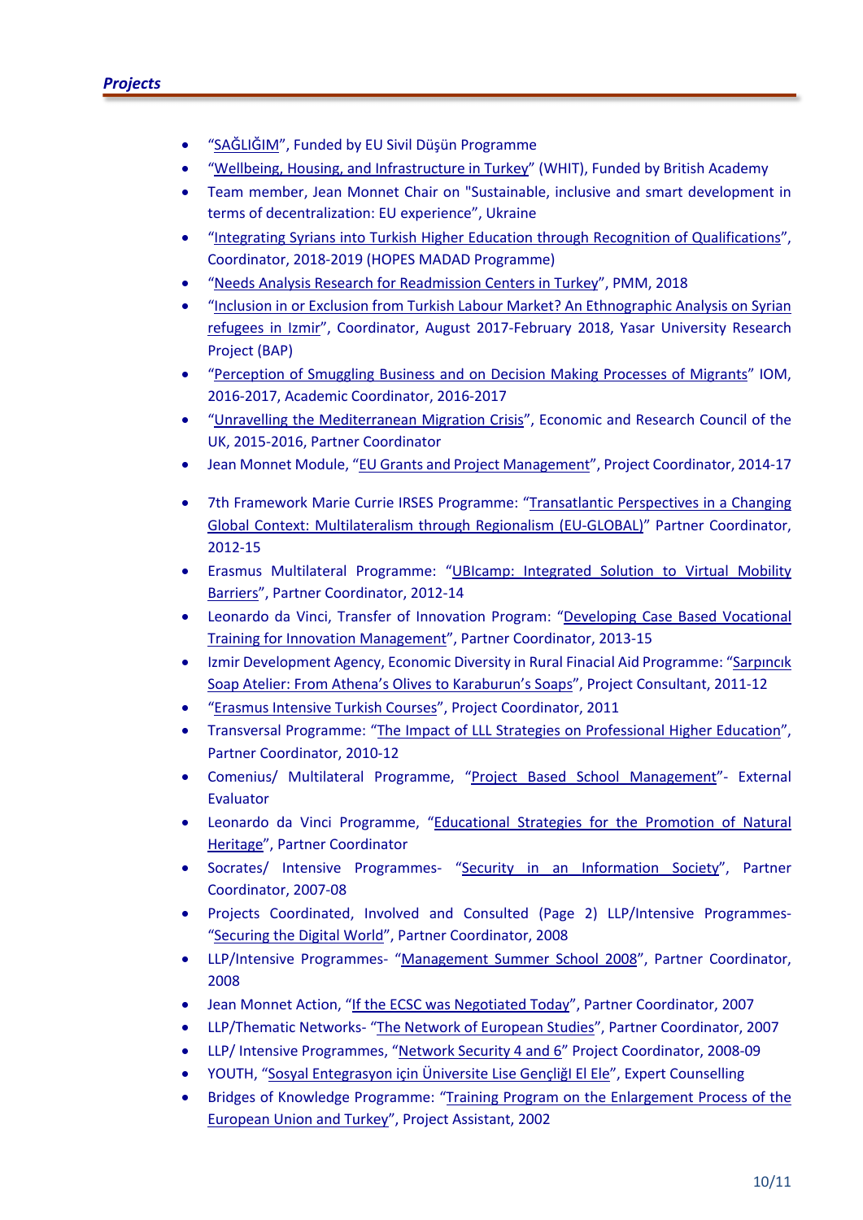## *Projects*

- "SAĞLIĞIM", Funded by EU Sivil Düşün Programme
- "Wellbeing, Housing, and Infrastructure in Turkey" (WHIT), Funded by British Academy
- Team member, Jean Monnet Chair on "Sustainable, inclusive and smart development in terms of decentralization: EU experience", Ukraine
- "Integrating Syrians into Turkish Higher Education through Recognition of Qualifications", Coordinator, 2018-2019 (HOPES MADAD Programme)
- "Needs Analysis Research for Readmission Centers in Turkey", PMM, 2018
- "Inclusion in or Exclusion from Turkish Labour Market? An Ethnographic Analysis on Syrian refugees in Izmir", Coordinator, August 2017-February 2018, Yasar University Research Project (BAP)
- "Perception of Smuggling Business and on Decision Making Processes of Migrants" IOM, 2016-2017, Academic Coordinator, 2016-2017
- "Unravelling the Mediterranean Migration Crisis", Economic and Research Council of the UK, 2015-2016, Partner Coordinator
- Jean Monnet Module, "EU Grants and Project Management", Project Coordinator, 2014-17
- 7th Framework Marie Currie IRSES Programme: "Transatlantic Perspectives in a Changing Global Context: Multilateralism through Regionalism (EU-GLOBAL)" Partner Coordinator, 2012-15
- Erasmus Multilateral Programme: "UBIcamp: Integrated Solution to Virtual Mobility Barriers", Partner Coordinator, 2012-14
- Leonardo da Vinci, Transfer of Innovation Program: "Developing Case Based Vocational Training for Innovation Management", Partner Coordinator, 2013-15
- Izmir Development Agency, Economic Diversity in Rural Finacial Aid Programme: "Sarpıncık Soap Atelier: From Athena's Olives to Karaburun's Soaps", Project Consultant, 2011-12
- "Erasmus Intensive Turkish Courses", Project Coordinator, 2011
- Transversal Programme: "The Impact of LLL Strategies on Professional Higher Education", Partner Coordinator, 2010-12
- Comenius/ Multilateral Programme, "Project Based School Management"- External Evaluator
- Leonardo da Vinci Programme, "Educational Strategies for the Promotion of Natural Heritage", Partner Coordinator
- Socrates/ Intensive Programmes- "Security in an Information Society", Partner Coordinator, 2007-08
- Projects Coordinated, Involved and Consulted (Page 2) LLP/Intensive Programmes- "Securing the Digital World", Partner Coordinator, 2008
- LLP/Intensive Programmes- "Management Summer School 2008", Partner Coordinator, 2008
- Jean Monnet Action, "If the ECSC was Negotiated Today", Partner Coordinator, 2007
- LLP/Thematic Networks- "The Network of European Studies", Partner Coordinator, 2007
- LLP/ Intensive Programmes, "Network Security 4 and 6" Project Coordinator, 2008-09
- YOUTH, "Sosyal Entegrasyon için Üniversite Lise GençliğI El Ele", Expert Counselling
- Bridges of Knowledge Programme: "Training Program on the Enlargement Process of the European Union and Turkey", Project Assistant, 2002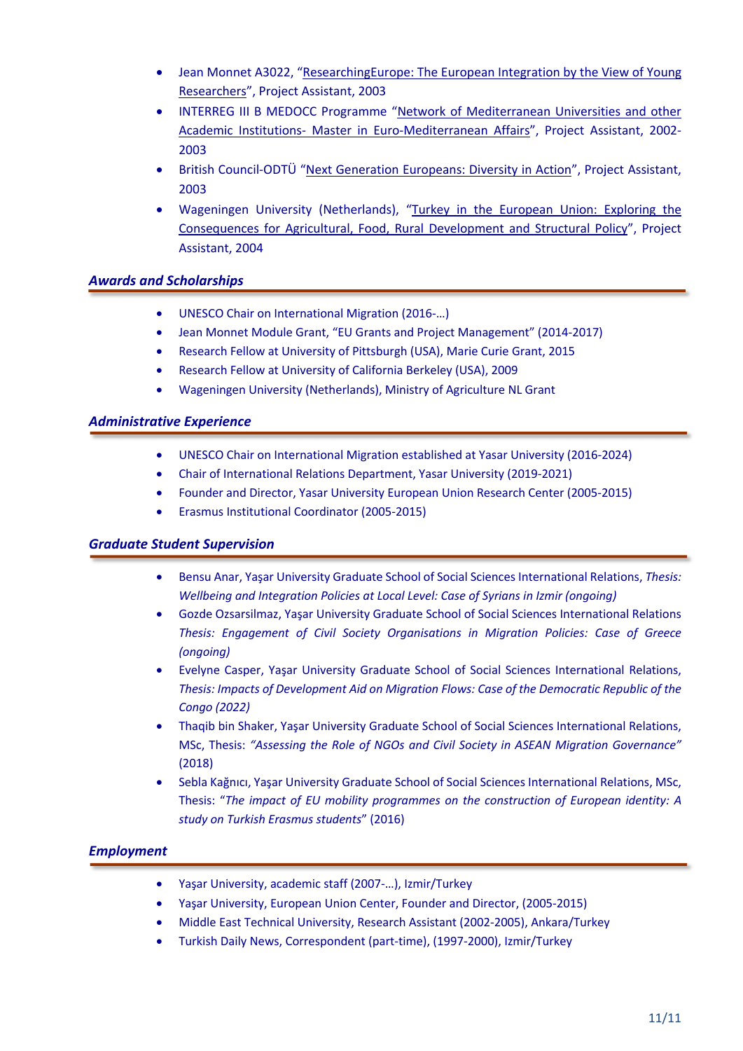- Jean Monnet A3022, "ResearchingEurope: The European Integration by the View of Young Researchers", Project Assistant, 2003
- INTERREG III B MEDOCC Programme "Network of Mediterranean Universities and other Academic Institutions- Master in Euro-Mediterranean Affairs", Project Assistant, 2002-2003
- British Council-ODTÜ "Next Generation Europeans: Diversity in Action", Project Assistant, 2003
- Wageningen University (Netherlands), "Turkey in the European Union: Exploring the Consequences for Agricultural, Food, Rural Development and Structural Policy", Project Assistant, 2004

### *Awards and Scholarships*

- UNESCO Chair on International Migration (2016-…)
- Jean Monnet Module Grant, "EU Grants and Project Management" (2014-2017)
- Research Fellow at University of Pittsburgh (USA), Marie Curie Grant, 2015
- Research Fellow at University of California Berkeley (USA), 2009
- Wageningen University (Netherlands), Ministry of Agriculture NL Grant

### *Administrative Experience*

- UNESCO Chair on International Migration established at Yasar University (2016-2024)
- Chair of International Relations Department, Yasar University (2019-2021)
- Founder and Director, Yasar University European Union Research Center (2005-2015)
- Erasmus Institutional Coordinator (2005-2015)

### *Graduate Student Supervision*

- Bensu Anar, Yaşar University Graduate School of Social Sciences International Relations, *Thesis: Wellbeing and Integration Policies at Local Level: Case of Syrians in Izmir (ongoing)*
- Gozde Ozsarsilmaz, Yaşar University Graduate School of Social Sciences International Relations *Thesis: Engagement of Civil Society Organisations in Migration Policies: Case of Greece (ongoing)*
- Evelyne Casper, Yaşar University Graduate School of Social Sciences International Relations, *Thesis: Impacts of Development Aid on Migration Flows: Case of the Democratic Republic of the Congo (2022)*
- Thaqib bin Shaker, Yaşar University Graduate School of Social Sciences International Relations, MSc, Thesis: *"Assessing the Role of NGOs and Civil Society in ASEAN Migration Governance"* (2018)
- Sebla Kağnıcı, Yaşar University Graduate School of Social Sciences International Relations, MSc, Thesis: "*The impact of EU mobility programmes on the construction of European identity: A study on Turkish Erasmus students*" (2016)

### *Employment*

- Yaşar University, academic staff (2007-…), Izmir/Turkey
- Yaşar University, European Union Center, Founder and Director, (2005-2015)
- Middle East Technical University, Research Assistant (2002-2005), Ankara/Turkey
- Turkish Daily News, Correspondent (part-time), (1997-2000), Izmir/Turkey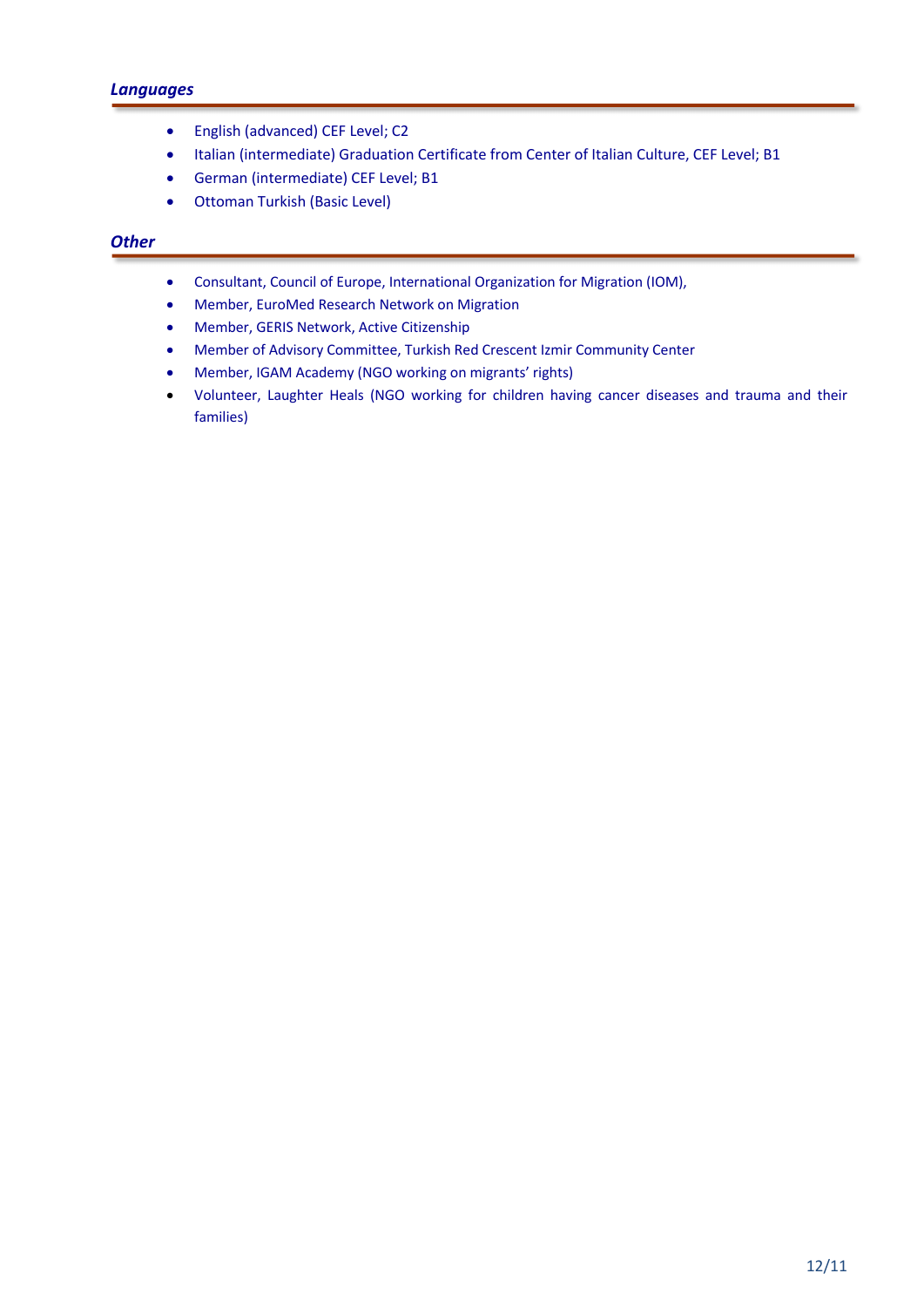### *Languages*

- English (advanced) CEF Level; C2
- Italian (intermediate) Graduation Certificate from Center of Italian Culture, CEF Level; B1
- German (intermediate) CEF Level; B1
- Ottoman Turkish (Basic Level)

### *Other*

- Consultant, Council of Europe, International Organization for Migration (IOM),
- Member, EuroMed Research Network on Migration
- Member, GERIS Network, Active Citizenship
- Member of Advisory Committee, Turkish Red Crescent Izmir Community Center
- Member, IGAM Academy (NGO working on migrants' rights)
- Volunteer, Laughter Heals (NGO working for children having cancer diseases and trauma and their families)